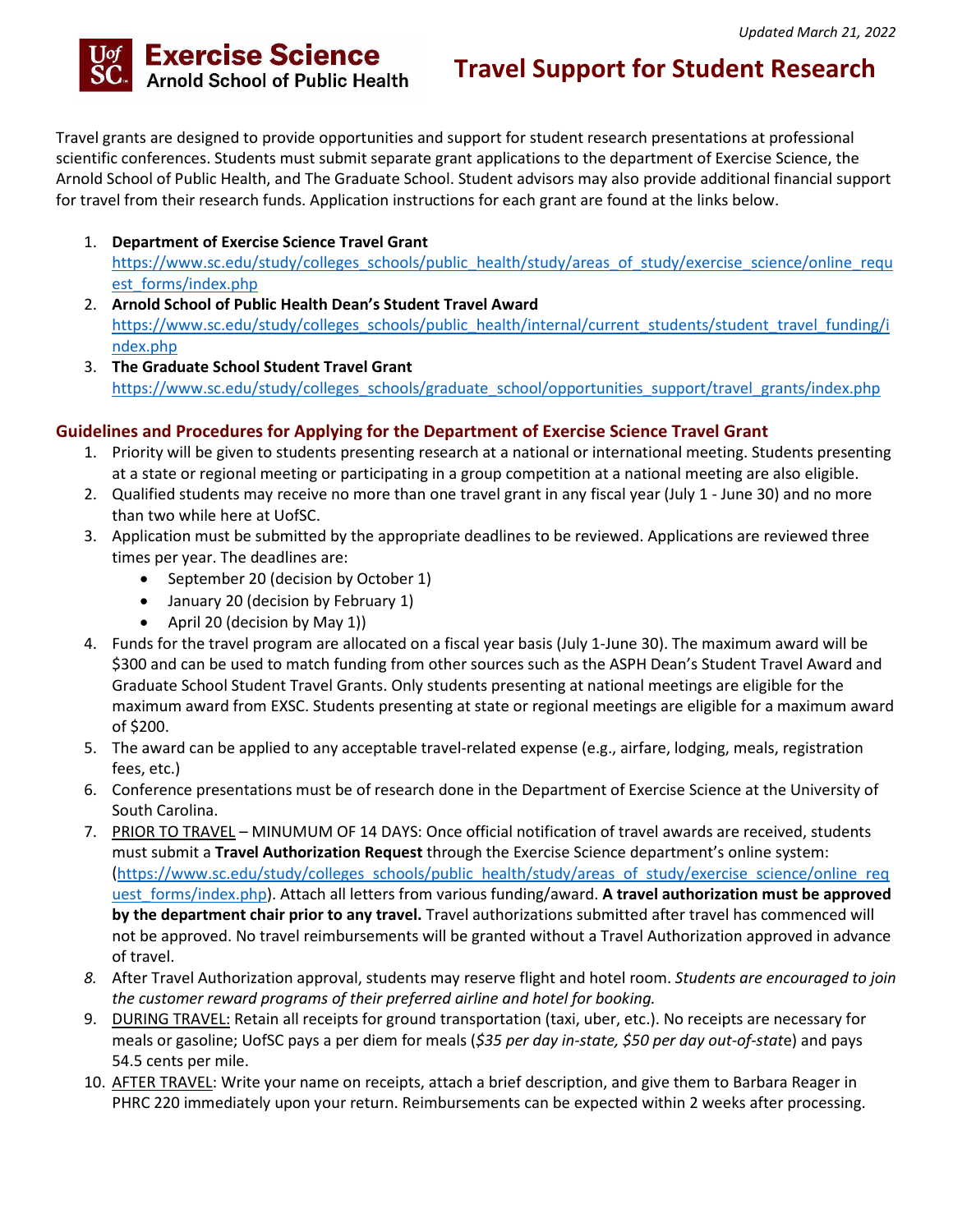*Updated March 21, 2022*

Exercise Science
Arnold School of Public Health

# Travel Support for Student Research

Travel grants are designed to provide opportunities and support for student research presentations at professional scientific conferences. Students must submit separate grant applications to the department of Exercise Science, the Arnold School of Public Health, and The Graduate School. Student advisors may also provide additional financial support for travel from their research funds. Application instructions for each grant are found at the links below.

1. **Department of Exercise Science Travel Grant**
   https://www.sc.edu/study/colleges_schools/public_health/study/areas_of_study/exercise_science/online_request_forms/index.php
2. **Arnold School of Public Health Dean's Student Travel Award**
   https://www.sc.edu/study/colleges_schools/public_health/internal/current_students/student_travel_funding/index.php
3. **The Graduate School Student Travel Grant**
   https://www.sc.edu/study/colleges_schools/graduate_school/opportunities_support/travel_grants/index.php

## Guidelines and Procedures for Applying for the Department of Exercise Science Travel Grant

1. Priority will be given to students presenting research at a national or international meeting. Students presenting at a state or regional meeting or participating in a group competition at a national meeting are also eligible.
2. Qualified students may receive no more than one travel grant in any fiscal year (July 1 - June 30) and no more than two while here at UofSC.
3. Application must be submitted by the appropriate deadlines to be reviewed. Applications are reviewed three times per year. The deadlines are:
   - September 20 (decision by October 1)
   - January 20 (decision by February 1)
   - April 20 (decision by May 1))
4. Funds for the travel program are allocated on a fiscal year basis (July 1-June 30). The maximum award will be $300 and can be used to match funding from other sources such as the ASPH Dean's Student Travel Award and Graduate School Student Travel Grants. Only students presenting at national meetings are eligible for the maximum award from EXSC. Students presenting at state or regional meetings are eligible for a maximum award of $200.
5. The award can be applied to any acceptable travel-related expense (e.g., airfare, lodging, meals, registration fees, etc.)
6. Conference presentations must be of research done in the Department of Exercise Science at the University of South Carolina.
7. PRIOR TO TRAVEL – MINUMUM OF 14 DAYS: Once official notification of travel awards are received, students must submit a **Travel Authorization Request** through the Exercise Science department's online system: (https://www.sc.edu/study/colleges_schools/public_health/study/areas_of_study/exercise_science/online_request_forms/index.php). Attach all letters from various funding/award. **A travel authorization must be approved by the department chair prior to any travel.** Travel authorizations submitted after travel has commenced will not be approved. No travel reimbursements will be granted without a Travel Authorization approved in advance of travel.
8. After Travel Authorization approval, students may reserve flight and hotel room. *Students are encouraged to join the customer reward programs of their preferred airline and hotel for booking.*
9. DURING TRAVEL: Retain all receipts for ground transportation (taxi, uber, etc.). No receipts are necessary for meals or gasoline; UofSC pays a per diem for meals (*$35 per day in-state, $50 per day out-of-stat*e) and pays 54.5 cents per mile.
10. AFTER TRAVEL: Write your name on receipts, attach a brief description, and give them to Barbara Reager in PHRC 220 immediately upon your return. Reimbursements can be expected within 2 weeks after processing.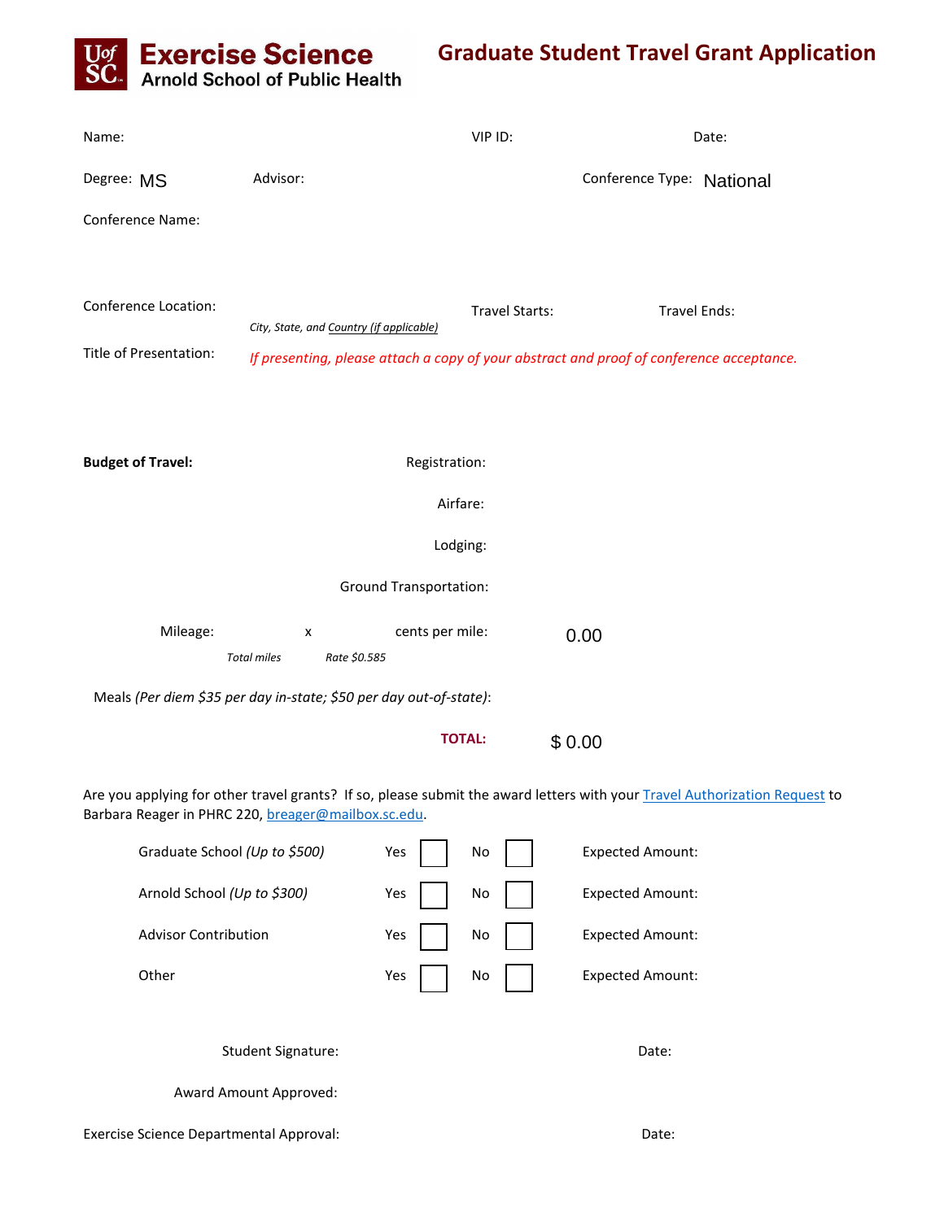**Exercise Science**
Arnold School of Public Health

# Graduate Student Travel Grant Application

Name: VIP ID: Date:

Degree: MS Advisor: Conference Type: National

Conference Name:

Conference Location: Travel Starts: Travel Ends:

*City, State, and Country (if applicable)*

Title of Presentation: *If presenting, please attach a copy of your abstract and proof of conference acceptance.*

**Budget of Travel:**

Registration:

Airfare:

Lodging:

Ground Transportation:

Mileage: x cents per mile: 0.00

*Total miles* *Rate $0.585*

Meals *(Per diem $35 per day in-state; $50 per day out-of-state)*:

**TOTAL:** $ 0.00

Are you applying for other travel grants? If so, please submit the award letters with your Travel Authorization Request to Barbara Reager in PHRC 220, breager@mailbox.sc.edu.

| | | | | | |
|---|---|---|---|---|---|
| Graduate School *(Up to $500)* | Yes | ☐ | No | ☐ | Expected Amount: |
| Arnold School *(Up to $300)* | Yes | ☐ | No | ☐ | Expected Amount: |
| Advisor Contribution | Yes | ☐ | No | ☐ | Expected Amount: |
| Other | Yes | ☐ | No | ☐ | Expected Amount: |

Student Signature: Date:

Award Amount Approved:

Exercise Science Departmental Approval: Date: